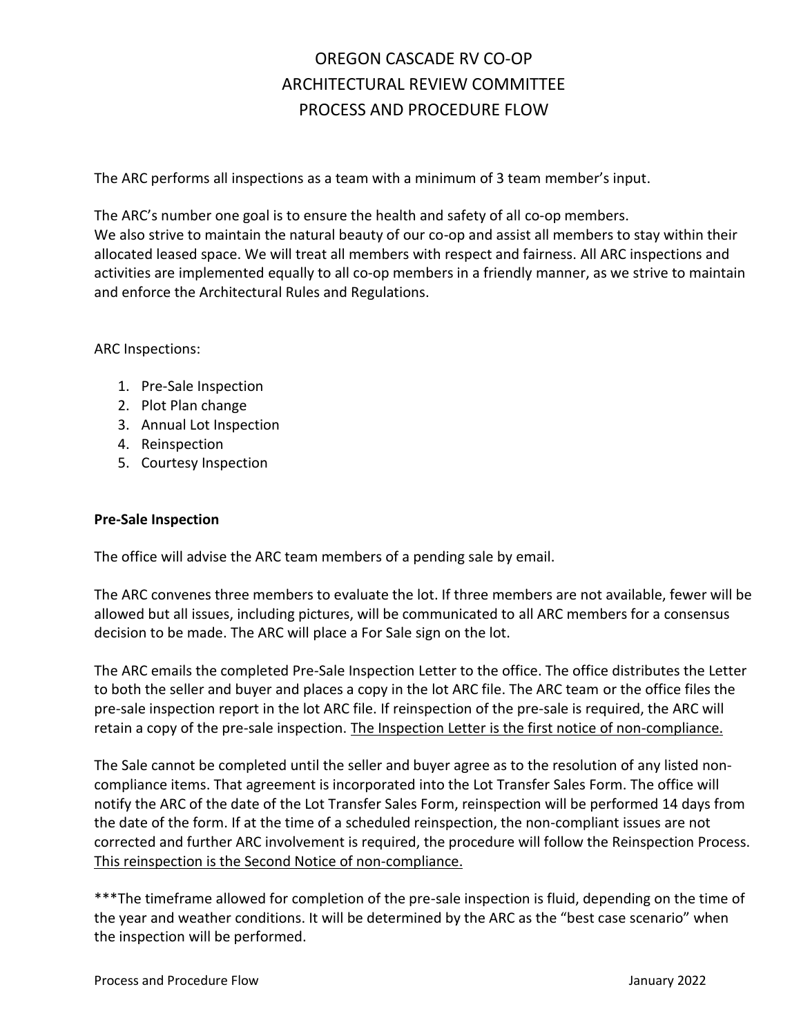# OREGON CASCADE RV CO-OP
# ARCHITECTURAL REVIEW COMMITTEE
# PROCESS AND PROCEDURE FLOW

The ARC performs all inspections as a team with a minimum of 3 team member's input.

The ARC's number one goal is to ensure the health and safety of all co-op members.
We also strive to maintain the natural beauty of our co-op and assist all members to stay within their allocated leased space. We will treat all members with respect and fairness. All ARC inspections and activities are implemented equally to all co-op members in a friendly manner, as we strive to maintain and enforce the Architectural Rules and Regulations.

ARC Inspections:

1. Pre-Sale Inspection
2. Plot Plan change
3. Annual Lot Inspection
4. Reinspection
5. Courtesy Inspection

**Pre-Sale Inspection**

The office will advise the ARC team members of a pending sale by email.

The ARC convenes three members to evaluate the lot. If three members are not available, fewer will be allowed but all issues, including pictures, will be communicated to all ARC members for a consensus decision to be made. The ARC will place a For Sale sign on the lot.

The ARC emails the completed Pre-Sale Inspection Letter to the office. The office distributes the Letter to both the seller and buyer and places a copy in the lot ARC file. The ARC team or the office files the pre-sale inspection report in the lot ARC file. If reinspection of the pre-sale is required, the ARC will retain a copy of the pre-sale inspection. <u>The Inspection Letter is the first notice of non-compliance.</u>

The Sale cannot be completed until the seller and buyer agree as to the resolution of any listed non-compliance items. That agreement is incorporated into the Lot Transfer Sales Form. The office will notify the ARC of the date of the Lot Transfer Sales Form, reinspection will be performed 14 days from the date of the form. If at the time of a scheduled reinspection, the non-compliant issues are not corrected and further ARC involvement is required, the procedure will follow the Reinspection Process. <u>This reinspection is the Second Notice of non-compliance.</u>

***The timeframe allowed for completion of the pre-sale inspection is fluid, depending on the time of the year and weather conditions. It will be determined by the ARC as the "best case scenario" when the inspection will be performed.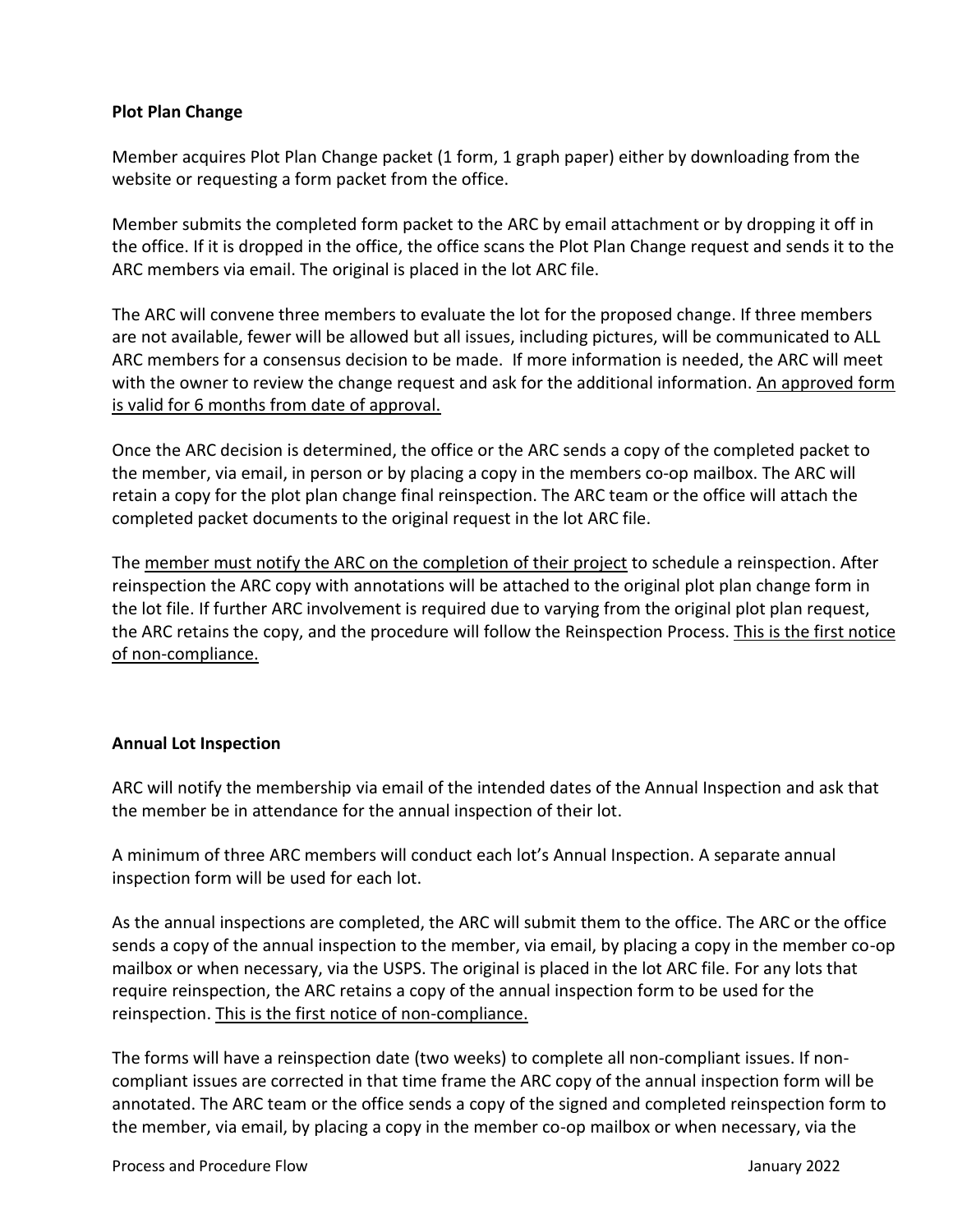**Plot Plan Change**

Member acquires Plot Plan Change packet (1 form, 1 graph paper) either by downloading from the website or requesting a form packet from the office.

Member submits the completed form packet to the ARC by email attachment or by dropping it off in the office. If it is dropped in the office, the office scans the Plot Plan Change request and sends it to the ARC members via email. The original is placed in the lot ARC file.

The ARC will convene three members to evaluate the lot for the proposed change. If three members are not available, fewer will be allowed but all issues, including pictures, will be communicated to ALL ARC members for a consensus decision to be made. If more information is needed, the ARC will meet with the owner to review the change request and ask for the additional information. <u>An approved form is valid for 6 months from date of approval.</u>

Once the ARC decision is determined, the office or the ARC sends a copy of the completed packet to the member, via email, in person or by placing a copy in the members co-op mailbox. The ARC will retain a copy for the plot plan change final reinspection. The ARC team or the office will attach the completed packet documents to the original request in the lot ARC file.

The <u>member must notify the ARC on the completion of their project</u> to schedule a reinspection. After reinspection the ARC copy with annotations will be attached to the original plot plan change form in the lot file. If further ARC involvement is required due to varying from the original plot plan request, the ARC retains the copy, and the procedure will follow the Reinspection Process. <u>This is the first notice of non-compliance.</u>

**Annual Lot Inspection**

ARC will notify the membership via email of the intended dates of the Annual Inspection and ask that the member be in attendance for the annual inspection of their lot.

A minimum of three ARC members will conduct each lot's Annual Inspection. A separate annual inspection form will be used for each lot.

As the annual inspections are completed, the ARC will submit them to the office. The ARC or the office sends a copy of the annual inspection to the member, via email, by placing a copy in the member co-op mailbox or when necessary, via the USPS. The original is placed in the lot ARC file. For any lots that require reinspection, the ARC retains a copy of the annual inspection form to be used for the reinspection. <u>This is the first notice of non-compliance.</u>

The forms will have a reinspection date (two weeks) to complete all non-compliant issues. If non-compliant issues are corrected in that time frame the ARC copy of the annual inspection form will be annotated. The ARC team or the office sends a copy of the signed and completed reinspection form to the member, via email, by placing a copy in the member co-op mailbox or when necessary, via the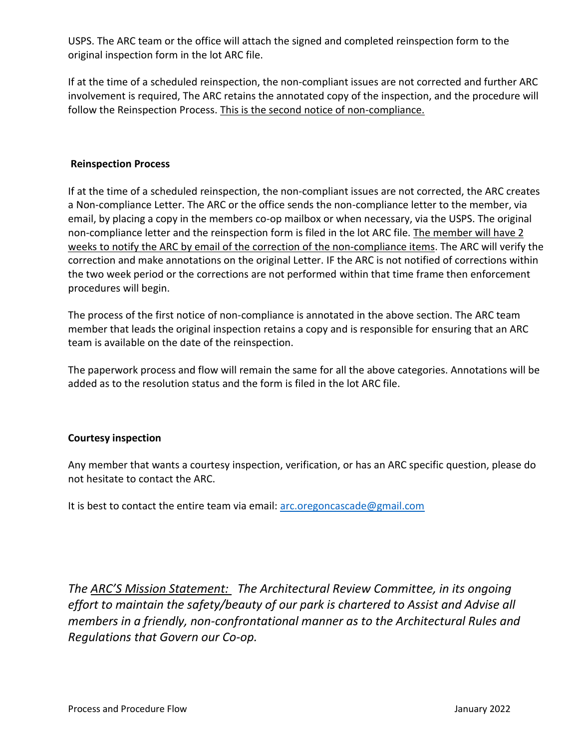USPS. The ARC team or the office will attach the signed and completed reinspection form to the original inspection form in the lot ARC file.

If at the time of a scheduled reinspection, the non-compliant issues are not corrected and further ARC involvement is required, The ARC retains the annotated copy of the inspection, and the procedure will follow the Reinspection Process. <u>This is the second notice of non-compliance.</u>

**Reinspection Process**

If at the time of a scheduled reinspection, the non-compliant issues are not corrected, the ARC creates a Non-compliance Letter. The ARC or the office sends the non-compliance letter to the member, via email, by placing a copy in the members co-op mailbox or when necessary, via the USPS. The original non-compliance letter and the reinspection form is filed in the lot ARC file. <u>The member will have 2 weeks to notify the ARC by email of the correction of the non-compliance items</u>. The ARC will verify the correction and make annotations on the original Letter. IF the ARC is not notified of corrections within the two week period or the corrections are not performed within that time frame then enforcement procedures will begin.

The process of the first notice of non-compliance is annotated in the above section. The ARC team member that leads the original inspection retains a copy and is responsible for ensuring that an ARC team is available on the date of the reinspection.

The paperwork process and flow will remain the same for all the above categories. Annotations will be added as to the resolution status and the form is filed in the lot ARC file.

**Courtesy inspection**

Any member that wants a courtesy inspection, verification, or has an ARC specific question, please do not hesitate to contact the ARC.

It is best to contact the entire team via email: arc.oregoncascade@gmail.com

*The <u>ARC'S Mission Statement:</u> The Architectural Review Committee, in its ongoing effort to maintain the safety/beauty of our park is chartered to Assist and Advise all members in a friendly, non-confrontational manner as to the Architectural Rules and Regulations that Govern our Co-op.*